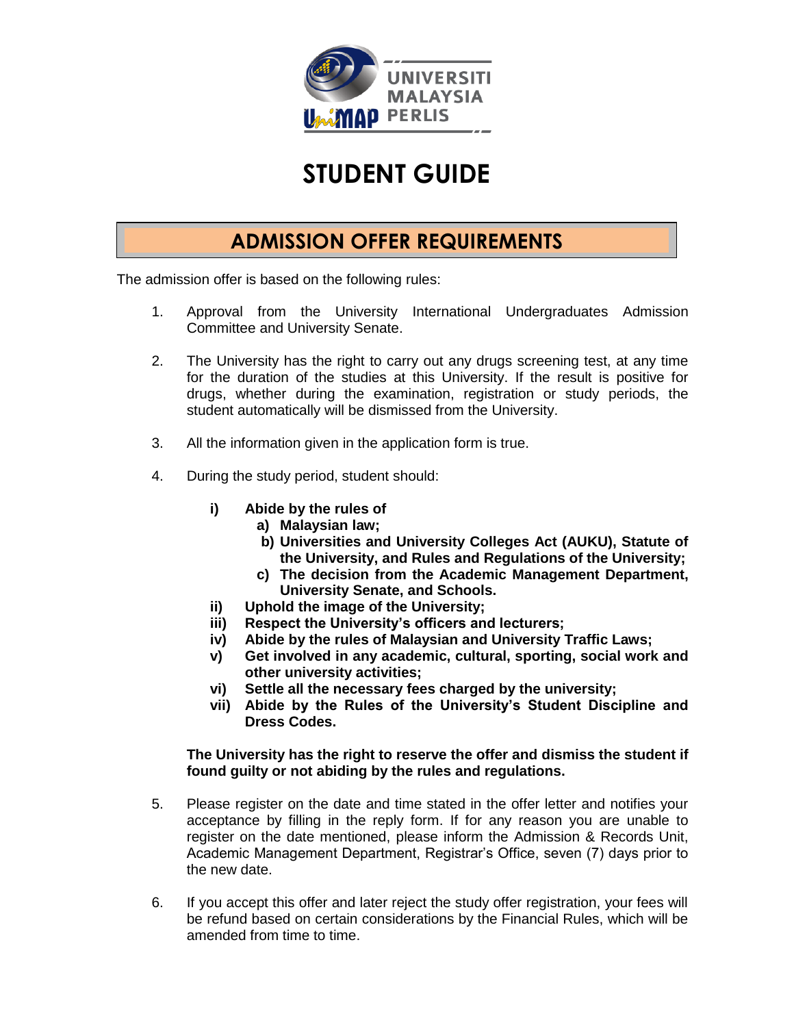# STUDENT GUIDE

## ADMISSION OFFER REQUIREMENTS

The admission offer is based on the following rules:

1. Approval from the University International Undergraduates Admission Committee and University Senate.

2. The University has the right to carry out any drugs screening test, at any time for the duration of the studies at this University. If the result is positive for drugs, whether during the examination, registration or study periods, the student automatically will be dismissed from the University.

3. All the information given in the application form is true.

4. During the study period, student should:

   **i) Abide by the rules of**
      **a) Malaysian law;**
      **b) Universities and University Colleges Act (AUKU), Statute of the University, and Rules and Regulations of the University;**
      **c) The decision from the Academic Management Department, University Senate, and Schools.**
   **ii) Uphold the image of the University;**
   **iii) Respect the University's officers and lecturers;**
   **iv) Abide by the rules of Malaysian and University Traffic Laws;**
   **v) Get involved in any academic, cultural, sporting, social work and other university activities;**
   **vi) Settle all the necessary fees charged by the university;**
   **vii) Abide by the Rules of the University's Student Discipline and Dress Codes.**

   **The University has the right to reserve the offer and dismiss the student if found guilty or not abiding by the rules and regulations.**

5. Please register on the date and time stated in the offer letter and notifies your acceptance by filling in the reply form. If for any reason you are unable to register on the date mentioned, please inform the Admission & Records Unit, Academic Management Department, Registrar's Office, seven (7) days prior to the new date.

6. If you accept this offer and later reject the study offer registration, your fees will be refund based on certain considerations by the Financial Rules, which will be amended from time to time.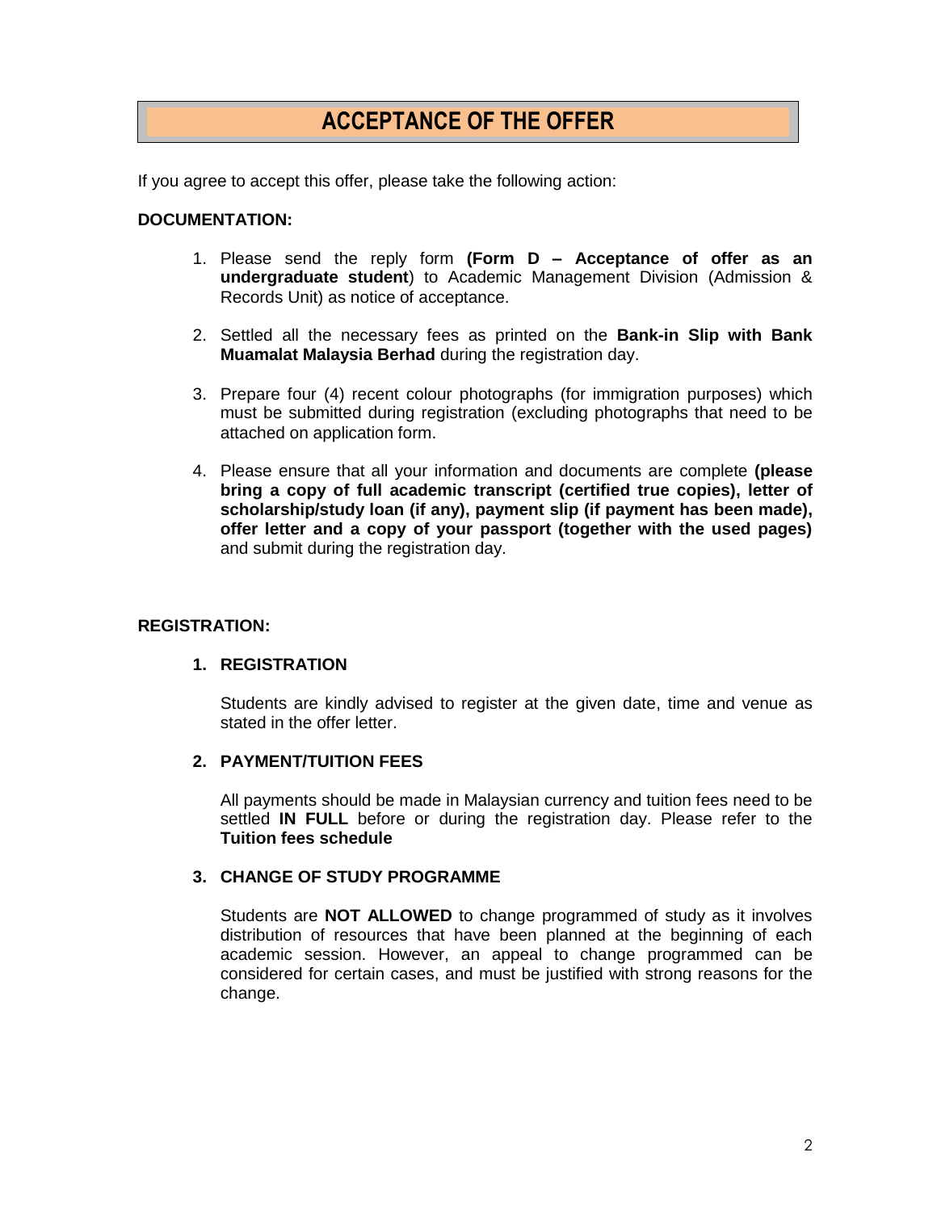# ACCEPTANCE OF THE OFFER

If you agree to accept this offer, please take the following action:

**DOCUMENTATION:**

1. Please send the reply form **(Form D – Acceptance of offer as an undergraduate student**) to Academic Management Division (Admission & Records Unit) as notice of acceptance.

2. Settled all the necessary fees as printed on the **Bank-in Slip with Bank Muamalat Malaysia Berhad** during the registration day.

3. Prepare four (4) recent colour photographs (for immigration purposes) which must be submitted during registration (excluding photographs that need to be attached on application form.

4. Please ensure that all your information and documents are complete **(please bring a copy of full academic transcript (certified true copies), letter of scholarship/study loan (if any), payment slip (if payment has been made), offer letter and a copy of your passport (together with the used pages)** and submit during the registration day.

**REGISTRATION:**

1. **REGISTRATION**

   Students are kindly advised to register at the given date, time and venue as stated in the offer letter.

2. **PAYMENT/TUITION FEES**

   All payments should be made in Malaysian currency and tuition fees need to be settled **IN FULL** before or during the registration day. Please refer to the **Tuition fees schedule**

3. **CHANGE OF STUDY PROGRAMME**

   Students are **NOT ALLOWED** to change programmed of study as it involves distribution of resources that have been planned at the beginning of each academic session. However, an appeal to change programmed can be considered for certain cases, and must be justified with strong reasons for the change.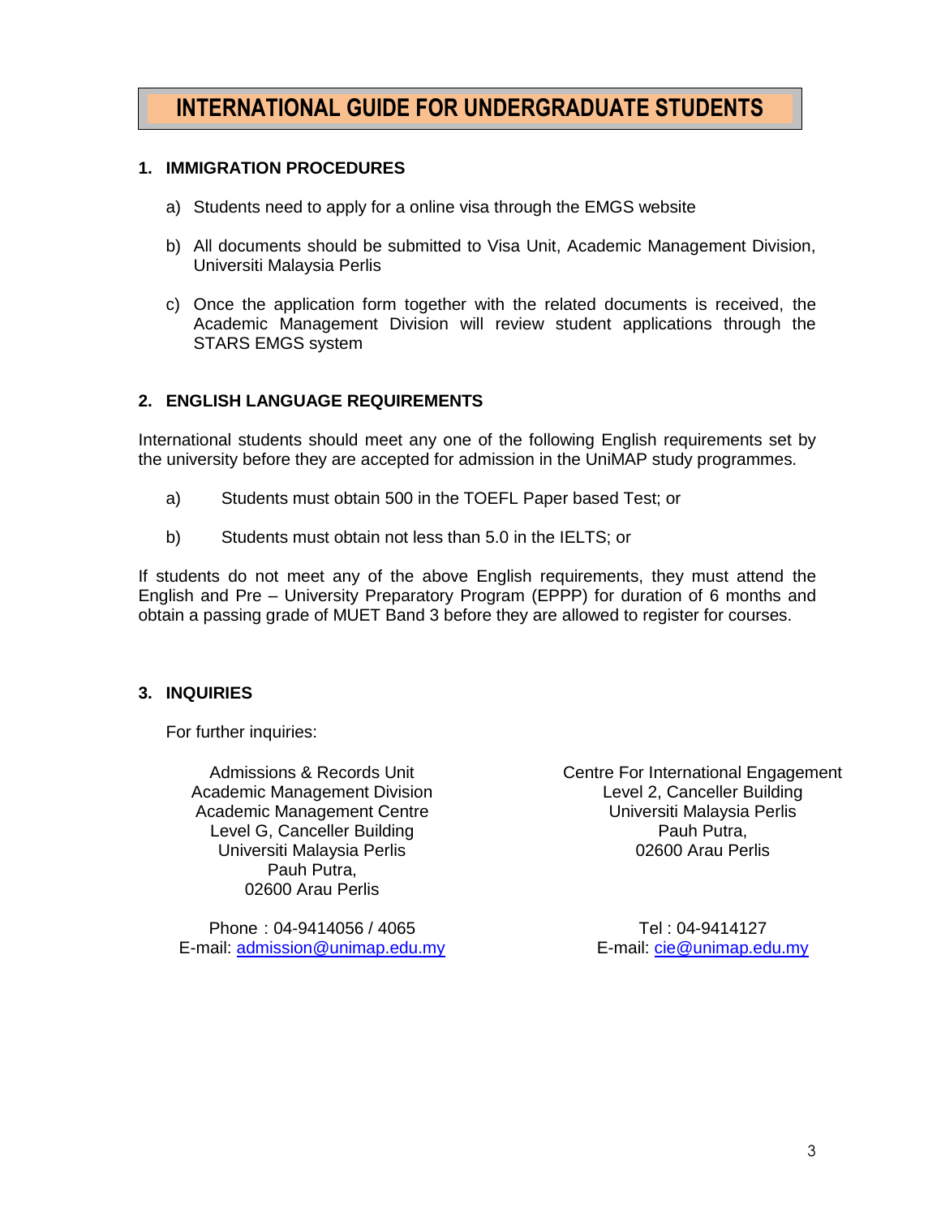# INTERNATIONAL GUIDE FOR UNDERGRADUATE STUDENTS

## 1. IMMIGRATION PROCEDURES

a) Students need to apply for a online visa through the EMGS website

b) All documents should be submitted to Visa Unit, Academic Management Division, Universiti Malaysia Perlis

c) Once the application form together with the related documents is received, the Academic Management Division will review student applications through the STARS EMGS system

## 2. ENGLISH LANGUAGE REQUIREMENTS

International students should meet any one of the following English requirements set by the university before they are accepted for admission in the UniMAP study programmes.

a) Students must obtain 500 in the TOEFL Paper based Test; or

b) Students must obtain not less than 5.0 in the IELTS; or

If students do not meet any of the above English requirements, they must attend the English and Pre – University Preparatory Program (EPPP) for duration of 6 months and obtain a passing grade of MUET Band 3 before they are allowed to register for courses.

## 3. INQUIRIES

For further inquiries:

Admissions & Records Unit
Academic Management Division
Academic Management Centre
Level G, Canceller Building
Universiti Malaysia Perlis
Pauh Putra,
02600 Arau Perlis

Phone : 04-9414056 / 4065
E-mail: admission@unimap.edu.my

Centre For International Engagement
Level 2, Canceller Building
Universiti Malaysia Perlis
Pauh Putra,
02600 Arau Perlis

Tel : 04-9414127
E-mail: cie@unimap.edu.my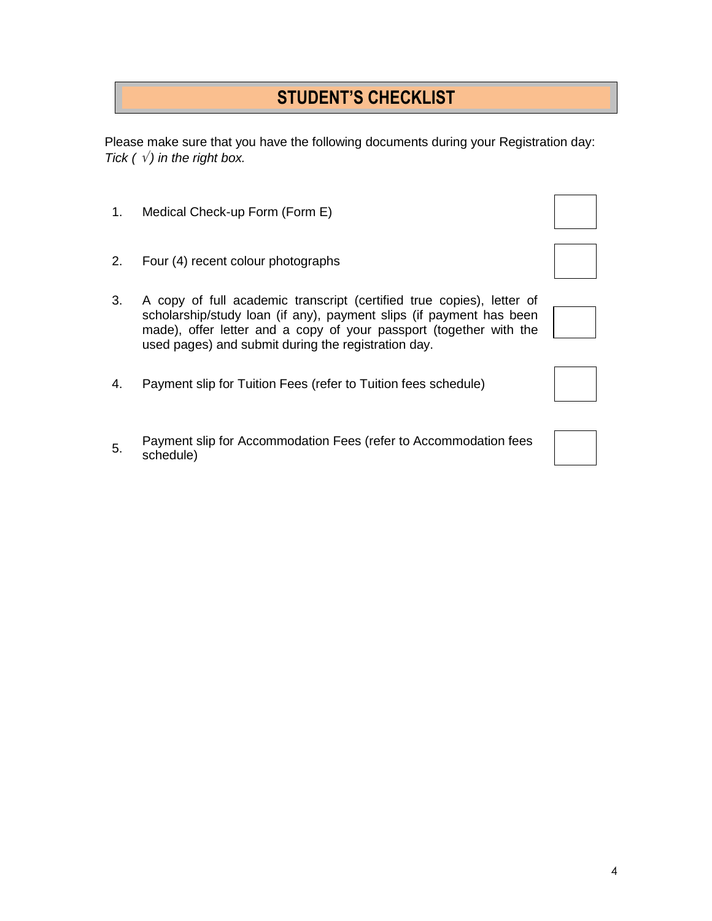# STUDENT'S CHECKLIST

Please make sure that you have the following documents during your Registration day:
*Tick ( √) in the right box.*

1. Medical Check-up Form (Form E) ☐

2. Four (4) recent colour photographs ☐

3. A copy of full academic transcript (certified true copies), letter of scholarship/study loan (if any), payment slips (if payment has been made), offer letter and a copy of your passport (together with the used pages) and submit during the registration day. ☐

4. Payment slip for Tuition Fees (refer to Tuition fees schedule) ☐

5. Payment slip for Accommodation Fees (refer to Accommodation fees schedule) ☐